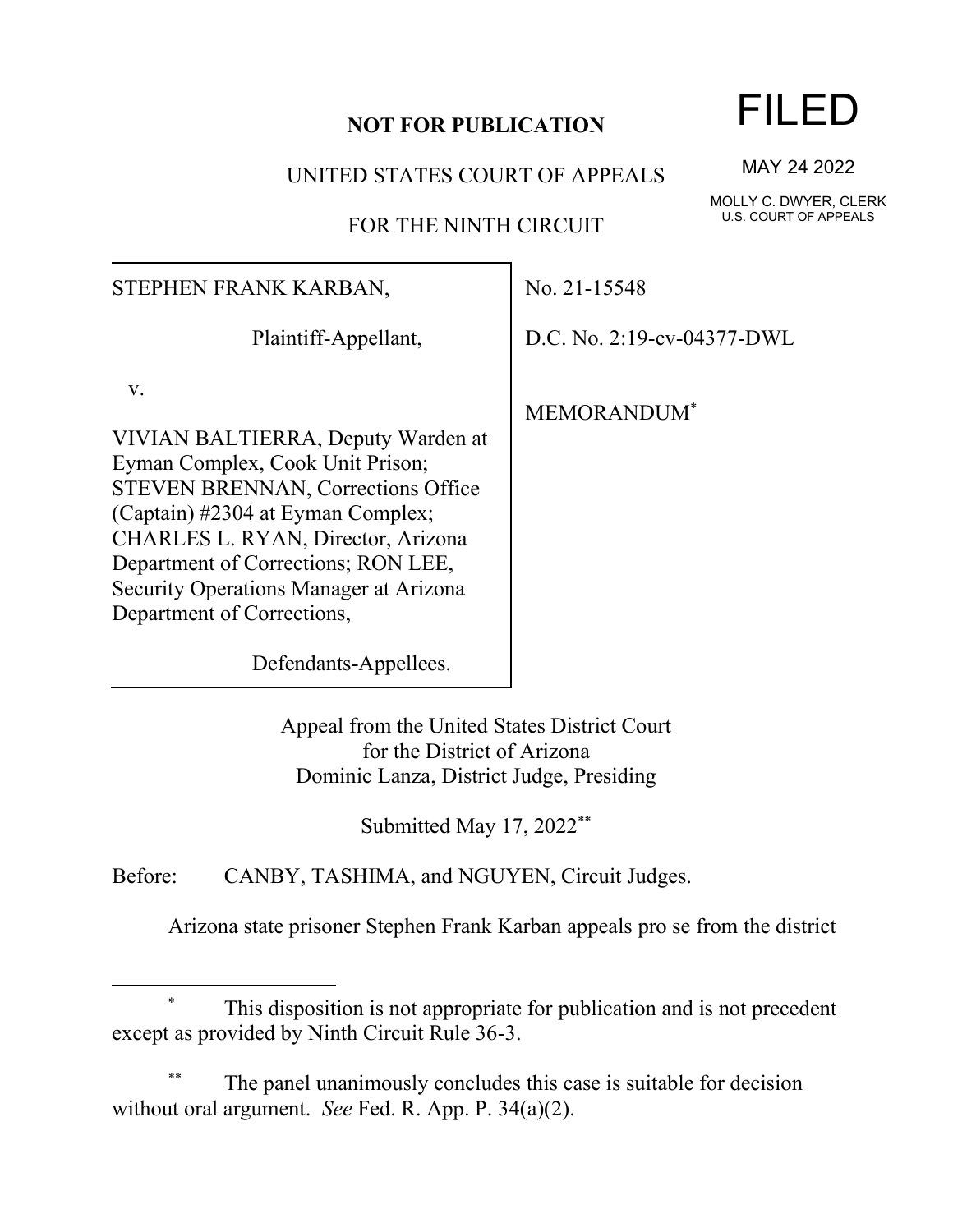**NOT FOR PUBLICATION**

UNITED STATES COURT OF APPEALS

FOR THE NINTH CIRCUIT

FILED

MAY 24 2022

MOLLY C. DWYER, CLERK
U.S. COURT OF APPEALS

STEPHEN FRANK KARBAN,

Plaintiff-Appellant,

v.

VIVIAN BALTIERRA, Deputy Warden at Eyman Complex, Cook Unit Prison; STEVEN BRENNAN, Corrections Office (Captain) #2304 at Eyman Complex; CHARLES L. RYAN, Director, Arizona Department of Corrections; RON LEE, Security Operations Manager at Arizona Department of Corrections,

Defendants-Appellees.

No. 21-15548

D.C. No. 2:19-cv-04377-DWL

MEMORANDUM[*]

Appeal from the United States District Court
for the District of Arizona
Dominic Lanza, District Judge, Presiding

Submitted May 17, 2022[**]

Before: CANBY, TASHIMA, and NGUYEN, Circuit Judges.

Arizona state prisoner Stephen Frank Karban appeals pro se from the district

---

[*] This disposition is not appropriate for publication and is not precedent except as provided by Ninth Circuit Rule 36-3.

[**] The panel unanimously concludes this case is suitable for decision without oral argument. *See* Fed. R. App. P. 34(a)(2).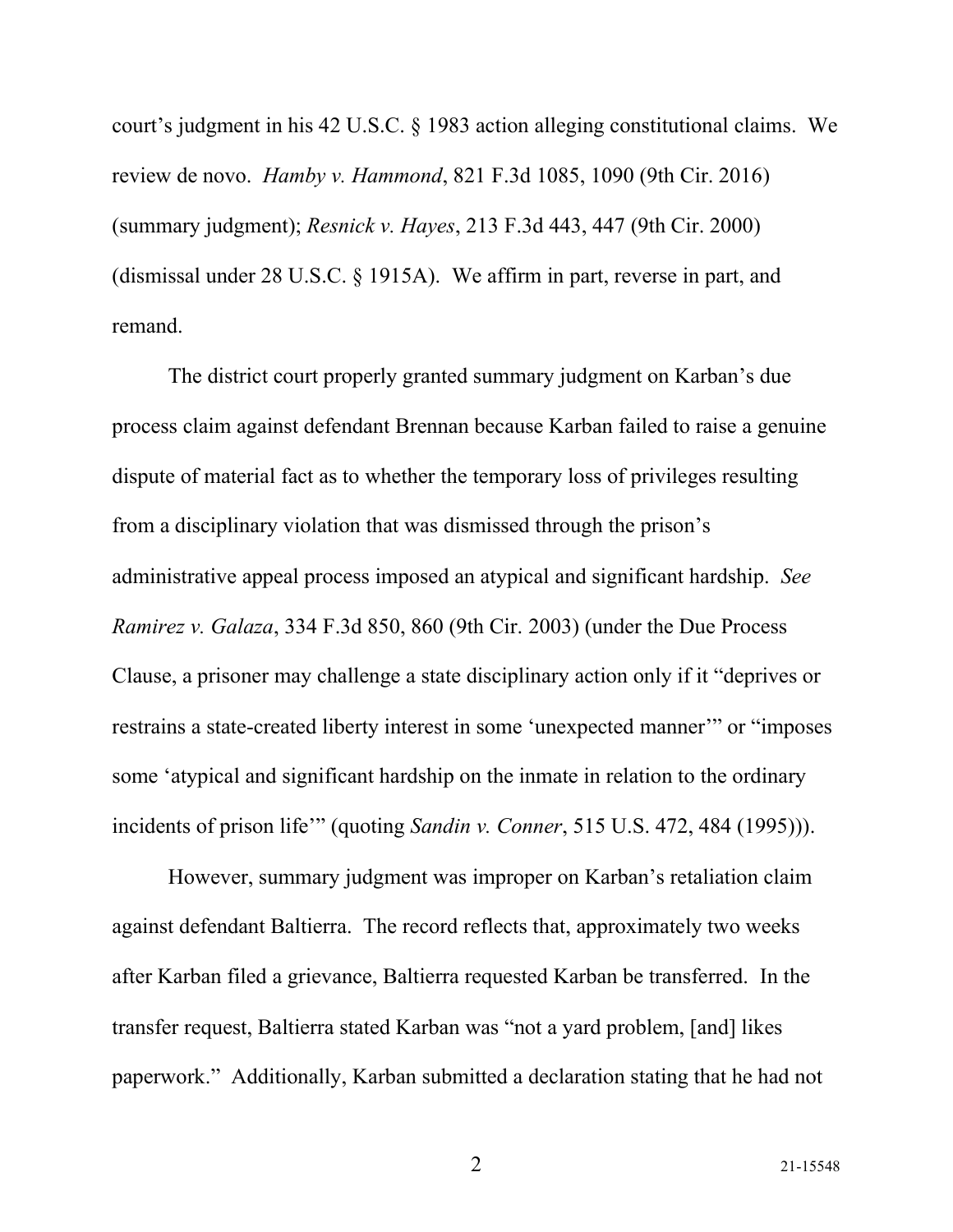court's judgment in his 42 U.S.C. § 1983 action alleging constitutional claims. We review de novo. *Hamby v. Hammond*, 821 F.3d 1085, 1090 (9th Cir. 2016) (summary judgment); *Resnick v. Hayes*, 213 F.3d 443, 447 (9th Cir. 2000) (dismissal under 28 U.S.C. § 1915A). We affirm in part, reverse in part, and remand.

The district court properly granted summary judgment on Karban's due process claim against defendant Brennan because Karban failed to raise a genuine dispute of material fact as to whether the temporary loss of privileges resulting from a disciplinary violation that was dismissed through the prison's administrative appeal process imposed an atypical and significant hardship. *See Ramirez v. Galaza*, 334 F.3d 850, 860 (9th Cir. 2003) (under the Due Process Clause, a prisoner may challenge a state disciplinary action only if it "deprives or restrains a state-created liberty interest in some 'unexpected manner'" or "imposes some 'atypical and significant hardship on the inmate in relation to the ordinary incidents of prison life'" (quoting *Sandin v. Conner*, 515 U.S. 472, 484 (1995))).

However, summary judgment was improper on Karban's retaliation claim against defendant Baltierra. The record reflects that, approximately two weeks after Karban filed a grievance, Baltierra requested Karban be transferred. In the transfer request, Baltierra stated Karban was "not a yard problem, [and] likes paperwork." Additionally, Karban submitted a declaration stating that he had not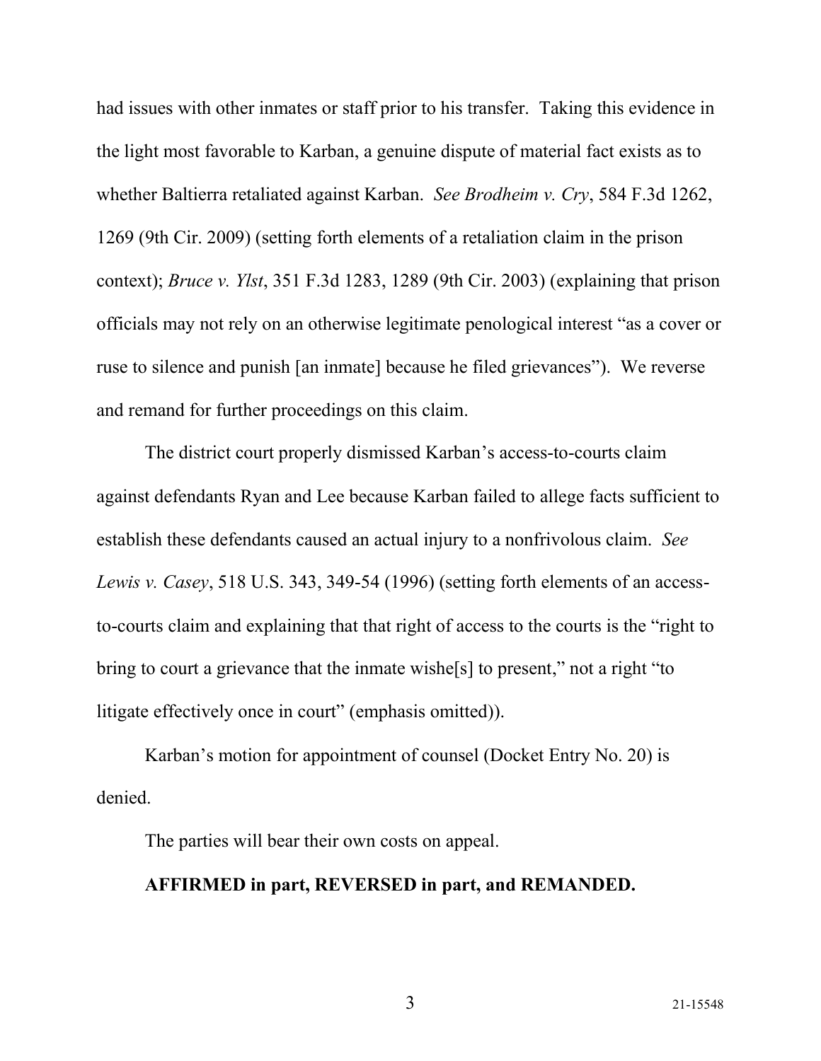had issues with other inmates or staff prior to his transfer. Taking this evidence in the light most favorable to Karban, a genuine dispute of material fact exists as to whether Baltierra retaliated against Karban. *See Brodheim v. Cry*, 584 F.3d 1262, 1269 (9th Cir. 2009) (setting forth elements of a retaliation claim in the prison context); *Bruce v. Ylst*, 351 F.3d 1283, 1289 (9th Cir. 2003) (explaining that prison officials may not rely on an otherwise legitimate penological interest "as a cover or ruse to silence and punish [an inmate] because he filed grievances"). We reverse and remand for further proceedings on this claim.

The district court properly dismissed Karban's access-to-courts claim against defendants Ryan and Lee because Karban failed to allege facts sufficient to establish these defendants caused an actual injury to a nonfrivolous claim. *See Lewis v. Casey*, 518 U.S. 343, 349-54 (1996) (setting forth elements of an access-to-courts claim and explaining that that right of access to the courts is the "right to bring to court a grievance that the inmate wishe[s] to present," not a right "to litigate effectively once in court" (emphasis omitted)).

Karban's motion for appointment of counsel (Docket Entry No. 20) is denied.

The parties will bear their own costs on appeal.

**AFFIRMED in part, REVERSED in part, and REMANDED.**